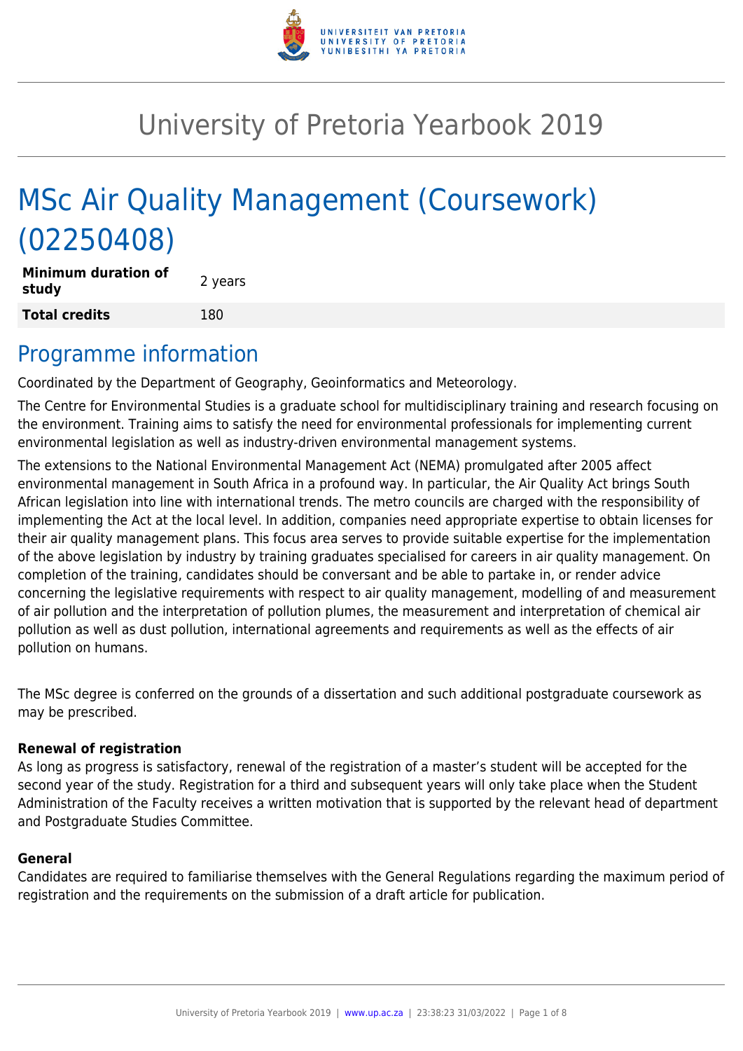# University of Pretoria Yearbook 2019

# MSc Air Quality Management (Coursework) (02250408)

| **Minimum duration of study** | 2 years |
|---|---|
| **Total credits** | 180 |

## Programme information

Coordinated by the Department of Geography, Geoinformatics and Meteorology.

The Centre for Environmental Studies is a graduate school for multidisciplinary training and research focusing on the environment. Training aims to satisfy the need for environmental professionals for implementing current environmental legislation as well as industry-driven environmental management systems.

The extensions to the National Environmental Management Act (NEMA) promulgated after 2005 affect environmental management in South Africa in a profound way. In particular, the Air Quality Act brings South African legislation into line with international trends. The metro councils are charged with the responsibility of implementing the Act at the local level. In addition, companies need appropriate expertise to obtain licenses for their air quality management plans. This focus area serves to provide suitable expertise for the implementation of the above legislation by industry by training graduates specialised for careers in air quality management. On completion of the training, candidates should be conversant and be able to partake in, or render advice concerning the legislative requirements with respect to air quality management, modelling of and measurement of air pollution and the interpretation of pollution plumes, the measurement and interpretation of chemical air pollution as well as dust pollution, international agreements and requirements as well as the effects of air pollution on humans.

The MSc degree is conferred on the grounds of a dissertation and such additional postgraduate coursework as may be prescribed.

**Renewal of registration**

As long as progress is satisfactory, renewal of the registration of a master's student will be accepted for the second year of the study. Registration for a third and subsequent years will only take place when the Student Administration of the Faculty receives a written motivation that is supported by the relevant head of department and Postgraduate Studies Committee.

**General**

Candidates are required to familiarise themselves with the General Regulations regarding the maximum period of registration and the requirements on the submission of a draft article for publication.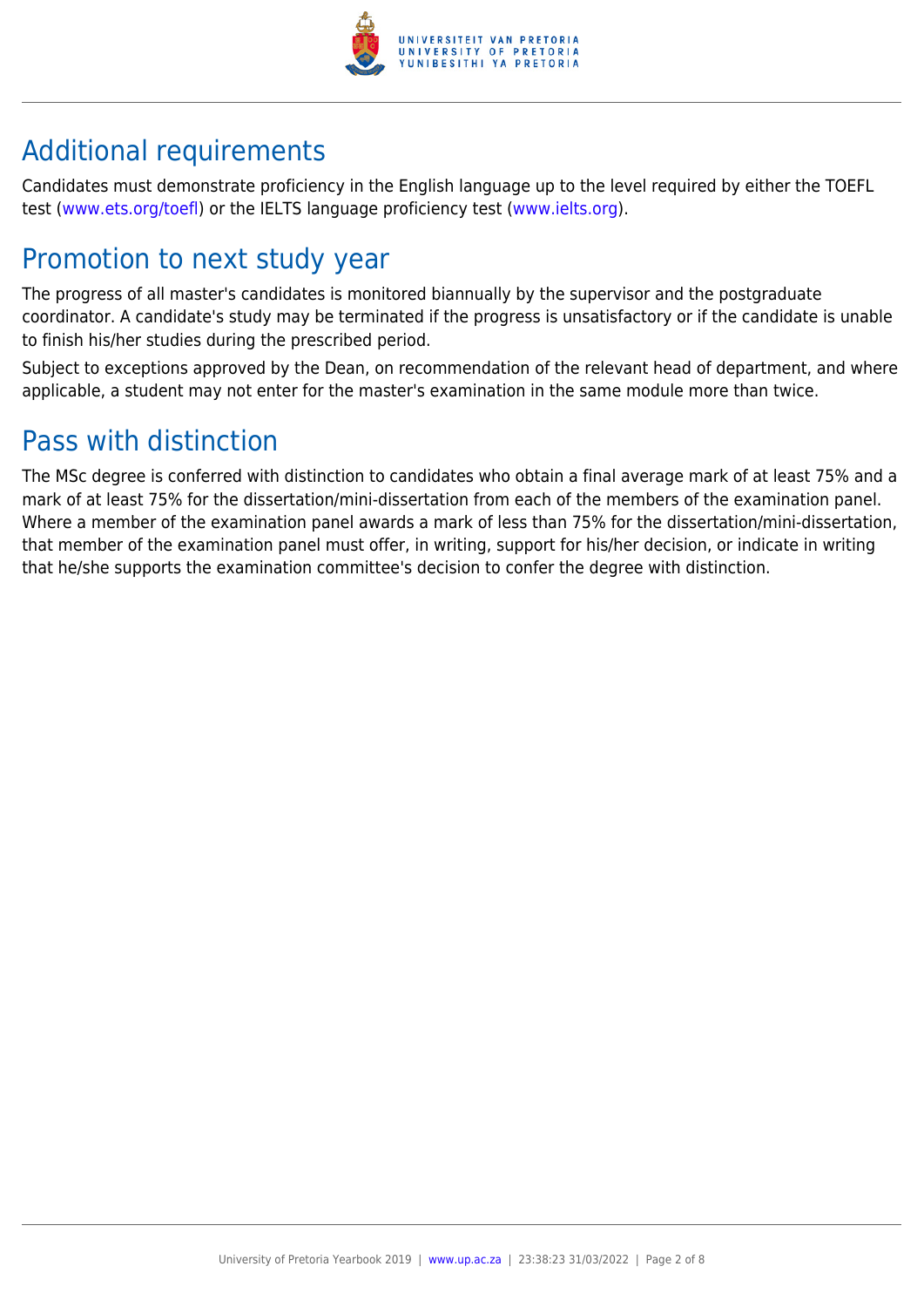## Additional requirements

Candidates must demonstrate proficiency in the English language up to the level required by either the TOEFL test (www.ets.org/toefl) or the IELTS language proficiency test (www.ielts.org).

## Promotion to next study year

The progress of all master's candidates is monitored biannually by the supervisor and the postgraduate coordinator. A candidate's study may be terminated if the progress is unsatisfactory or if the candidate is unable to finish his/her studies during the prescribed period.

Subject to exceptions approved by the Dean, on recommendation of the relevant head of department, and where applicable, a student may not enter for the master's examination in the same module more than twice.

## Pass with distinction

The MSc degree is conferred with distinction to candidates who obtain a final average mark of at least 75% and a mark of at least 75% for the dissertation/mini-dissertation from each of the members of the examination panel. Where a member of the examination panel awards a mark of less than 75% for the dissertation/mini-dissertation, that member of the examination panel must offer, in writing, support for his/her decision, or indicate in writing that he/she supports the examination committee's decision to confer the degree with distinction.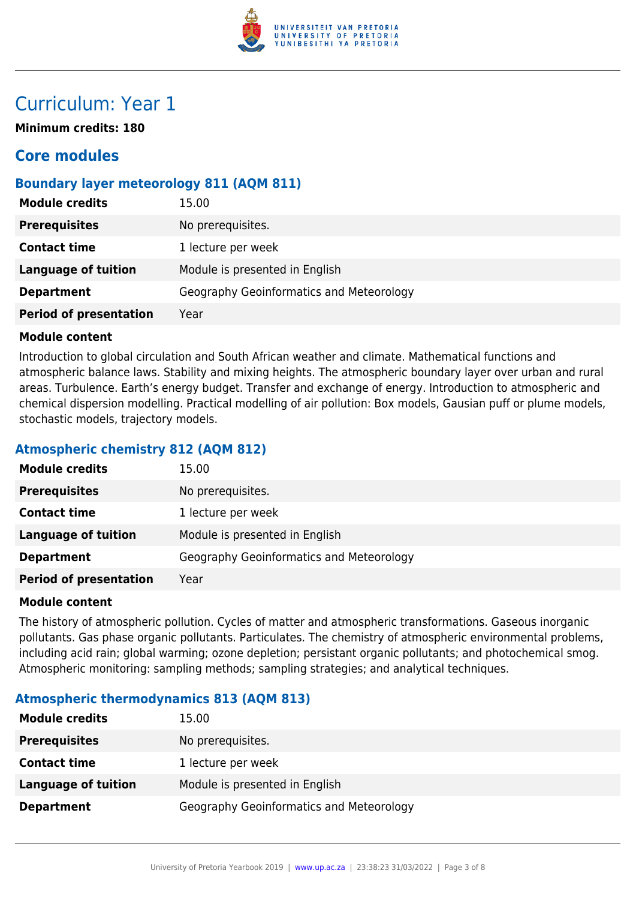# Curriculum: Year 1

**Minimum credits: 180**

## Core modules

### Boundary layer meteorology 811 (AQM 811)

| | |
|---|---|
| **Module credits** | 15.00 |
| **Prerequisites** | No prerequisites. |
| **Contact time** | 1 lecture per week |
| **Language of tuition** | Module is presented in English |
| **Department** | Geography Geoinformatics and Meteorology |
| **Period of presentation** | Year |

**Module content**

Introduction to global circulation and South African weather and climate. Mathematical functions and atmospheric balance laws. Stability and mixing heights. The atmospheric boundary layer over urban and rural areas. Turbulence. Earth's energy budget. Transfer and exchange of energy. Introduction to atmospheric and chemical dispersion modelling. Practical modelling of air pollution: Box models, Gausian puff or plume models, stochastic models, trajectory models.

### Atmospheric chemistry 812 (AQM 812)

| | |
|---|---|
| **Module credits** | 15.00 |
| **Prerequisites** | No prerequisites. |
| **Contact time** | 1 lecture per week |
| **Language of tuition** | Module is presented in English |
| **Department** | Geography Geoinformatics and Meteorology |
| **Period of presentation** | Year |

**Module content**

The history of atmospheric pollution. Cycles of matter and atmospheric transformations. Gaseous inorganic pollutants. Gas phase organic pollutants. Particulates. The chemistry of atmospheric environmental problems, including acid rain; global warming; ozone depletion; persistant organic pollutants; and photochemical smog. Atmospheric monitoring: sampling methods; sampling strategies; and analytical techniques.

### Atmospheric thermodynamics 813 (AQM 813)

| | |
|---|---|
| **Module credits** | 15.00 |
| **Prerequisites** | No prerequisites. |
| **Contact time** | 1 lecture per week |
| **Language of tuition** | Module is presented in English |
| **Department** | Geography Geoinformatics and Meteorology |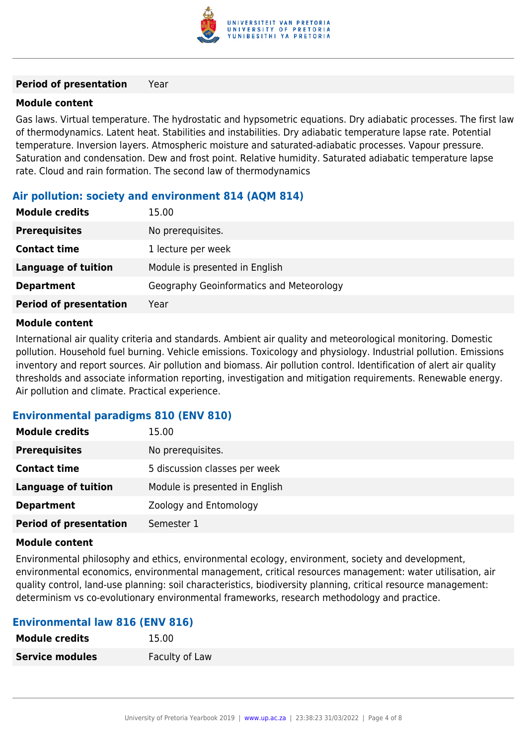| | |
|---|---|
| **Period of presentation** | Year |

**Module content**

Gas laws. Virtual temperature. The hydrostatic and hypsometric equations. Dry adiabatic processes. The first law of thermodynamics. Latent heat. Stabilities and instabilities. Dry adiabatic temperature lapse rate. Potential temperature. Inversion layers. Atmospheric moisture and saturated-adiabatic processes. Vapour pressure. Saturation and condensation. Dew and frost point. Relative humidity. Saturated adiabatic temperature lapse rate. Cloud and rain formation. The second law of thermodynamics

### Air pollution: society and environment 814 (AQM 814)

| | |
|---|---|
| **Module credits** | 15.00 |
| **Prerequisites** | No prerequisites. |
| **Contact time** | 1 lecture per week |
| **Language of tuition** | Module is presented in English |
| **Department** | Geography Geoinformatics and Meteorology |
| **Period of presentation** | Year |

**Module content**

International air quality criteria and standards. Ambient air quality and meteorological monitoring. Domestic pollution. Household fuel burning. Vehicle emissions. Toxicology and physiology. Industrial pollution. Emissions inventory and report sources. Air pollution and biomass. Air pollution control. Identification of alert air quality thresholds and associate information reporting, investigation and mitigation requirements. Renewable energy. Air pollution and climate. Practical experience.

### Environmental paradigms 810 (ENV 810)

| | |
|---|---|
| **Module credits** | 15.00 |
| **Prerequisites** | No prerequisites. |
| **Contact time** | 5 discussion classes per week |
| **Language of tuition** | Module is presented in English |
| **Department** | Zoology and Entomology |
| **Period of presentation** | Semester 1 |

**Module content**

Environmental philosophy and ethics, environmental ecology, environment, society and development, environmental economics, environmental management, critical resources management: water utilisation, air quality control, land-use planning: soil characteristics, biodiversity planning, critical resource management: determinism vs co-evolutionary environmental frameworks, research methodology and practice.

### Environmental law 816 (ENV 816)

| | |
|---|---|
| **Module credits** | 15.00 |
| **Service modules** | Faculty of Law |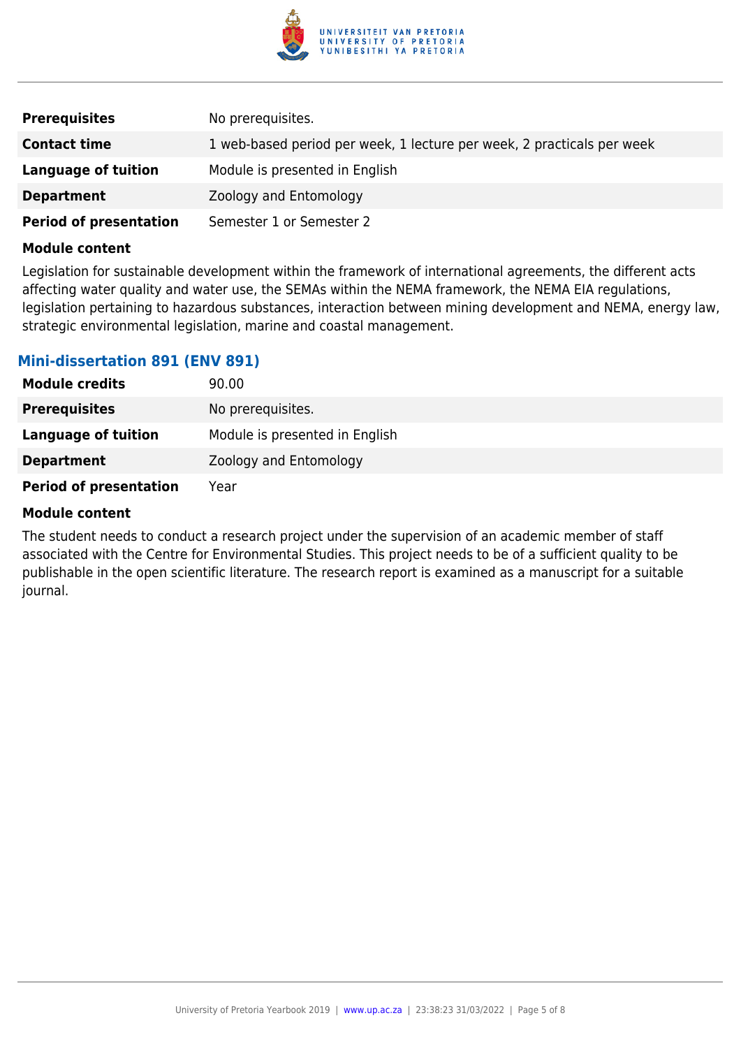| | |
|---|---|
| **Prerequisites** | No prerequisites. |
| **Contact time** | 1 web-based period per week, 1 lecture per week, 2 practicals per week |
| **Language of tuition** | Module is presented in English |
| **Department** | Zoology and Entomology |
| **Period of presentation** | Semester 1 or Semester 2 |

**Module content**

Legislation for sustainable development within the framework of international agreements, the different acts affecting water quality and water use, the SEMAs within the NEMA framework, the NEMA EIA regulations, legislation pertaining to hazardous substances, interaction between mining development and NEMA, energy law, strategic environmental legislation, marine and coastal management.

### Mini-dissertation 891 (ENV 891)

| | |
|---|---|
| **Module credits** | 90.00 |
| **Prerequisites** | No prerequisites. |
| **Language of tuition** | Module is presented in English |
| **Department** | Zoology and Entomology |
| **Period of presentation** | Year |

**Module content**

The student needs to conduct a research project under the supervision of an academic member of staff associated with the Centre for Environmental Studies. This project needs to be of a sufficient quality to be publishable in the open scientific literature. The research report is examined as a manuscript for a suitable journal.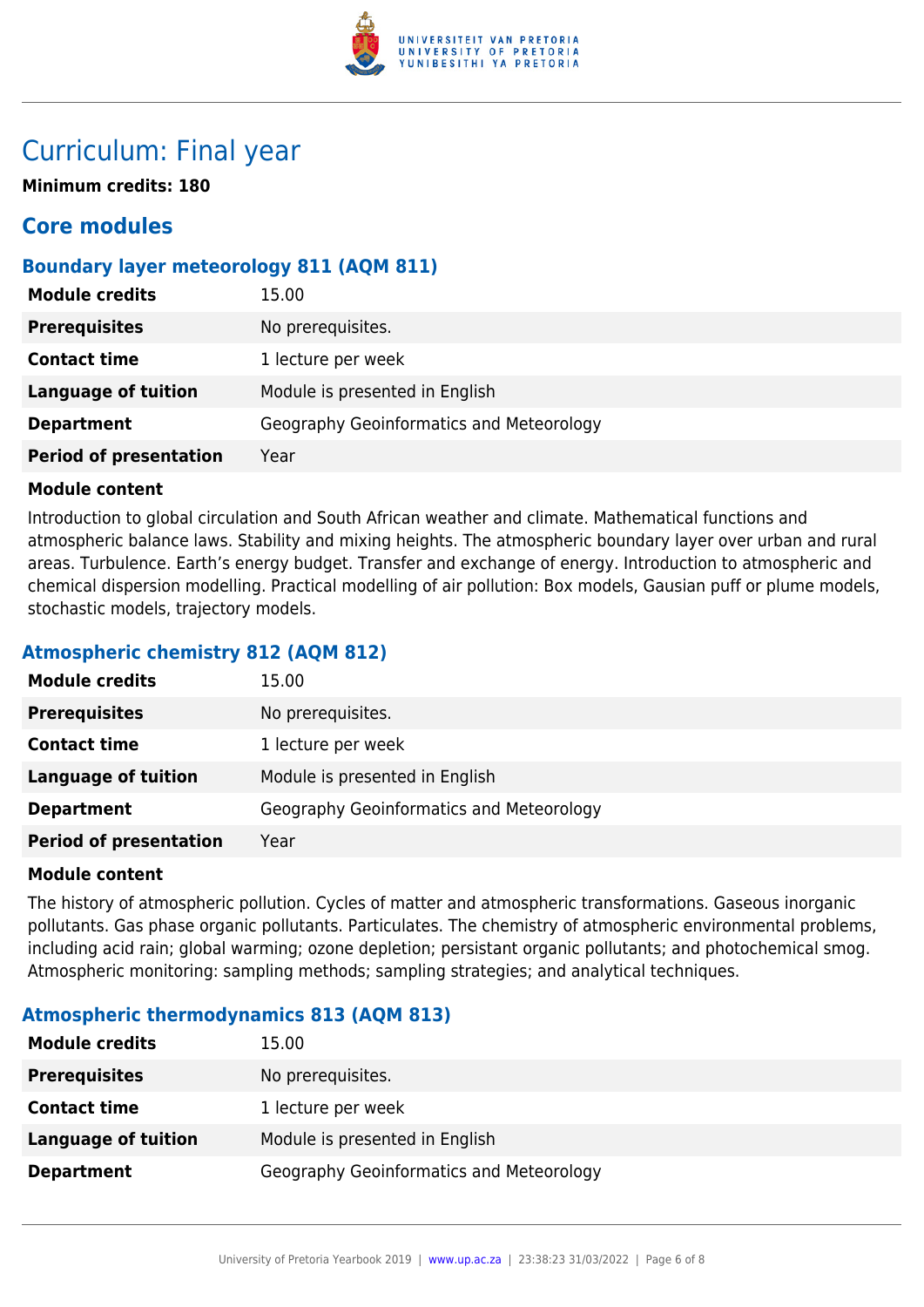# Curriculum: Final year

**Minimum credits: 180**

## Core modules

### Boundary layer meteorology 811 (AQM 811)

| | |
|---|---|
| **Module credits** | 15.00 |
| **Prerequisites** | No prerequisites. |
| **Contact time** | 1 lecture per week |
| **Language of tuition** | Module is presented in English |
| **Department** | Geography Geoinformatics and Meteorology |
| **Period of presentation** | Year |

**Module content**

Introduction to global circulation and South African weather and climate. Mathematical functions and atmospheric balance laws. Stability and mixing heights. The atmospheric boundary layer over urban and rural areas. Turbulence. Earth's energy budget. Transfer and exchange of energy. Introduction to atmospheric and chemical dispersion modelling. Practical modelling of air pollution: Box models, Gausian puff or plume models, stochastic models, trajectory models.

### Atmospheric chemistry 812 (AQM 812)

| | |
|---|---|
| **Module credits** | 15.00 |
| **Prerequisites** | No prerequisites. |
| **Contact time** | 1 lecture per week |
| **Language of tuition** | Module is presented in English |
| **Department** | Geography Geoinformatics and Meteorology |
| **Period of presentation** | Year |

**Module content**

The history of atmospheric pollution. Cycles of matter and atmospheric transformations. Gaseous inorganic pollutants. Gas phase organic pollutants. Particulates. The chemistry of atmospheric environmental problems, including acid rain; global warming; ozone depletion; persistant organic pollutants; and photochemical smog. Atmospheric monitoring: sampling methods; sampling strategies; and analytical techniques.

### Atmospheric thermodynamics 813 (AQM 813)

| | |
|---|---|
| **Module credits** | 15.00 |
| **Prerequisites** | No prerequisites. |
| **Contact time** | 1 lecture per week |
| **Language of tuition** | Module is presented in English |
| **Department** | Geography Geoinformatics and Meteorology |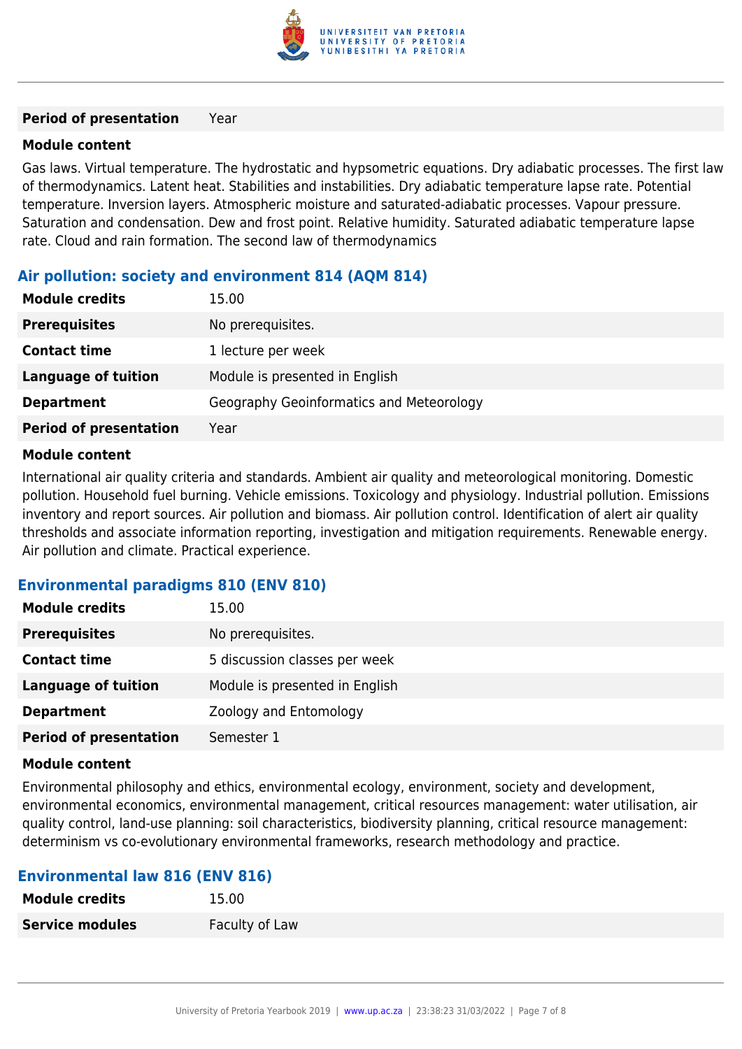| | |
|---|---|
| **Period of presentation** | Year |

**Module content**

Gas laws. Virtual temperature. The hydrostatic and hypsometric equations. Dry adiabatic processes. The first law of thermodynamics. Latent heat. Stabilities and instabilities. Dry adiabatic temperature lapse rate. Potential temperature. Inversion layers. Atmospheric moisture and saturated-adiabatic processes. Vapour pressure. Saturation and condensation. Dew and frost point. Relative humidity. Saturated adiabatic temperature lapse rate. Cloud and rain formation. The second law of thermodynamics

### Air pollution: society and environment 814 (AQM 814)

| | |
|---|---|
| **Module credits** | 15.00 |
| **Prerequisites** | No prerequisites. |
| **Contact time** | 1 lecture per week |
| **Language of tuition** | Module is presented in English |
| **Department** | Geography Geoinformatics and Meteorology |
| **Period of presentation** | Year |

**Module content**

International air quality criteria and standards. Ambient air quality and meteorological monitoring. Domestic pollution. Household fuel burning. Vehicle emissions. Toxicology and physiology. Industrial pollution. Emissions inventory and report sources. Air pollution and biomass. Air pollution control. Identification of alert air quality thresholds and associate information reporting, investigation and mitigation requirements. Renewable energy. Air pollution and climate. Practical experience.

### Environmental paradigms 810 (ENV 810)

| | |
|---|---|
| **Module credits** | 15.00 |
| **Prerequisites** | No prerequisites. |
| **Contact time** | 5 discussion classes per week |
| **Language of tuition** | Module is presented in English |
| **Department** | Zoology and Entomology |
| **Period of presentation** | Semester 1 |

**Module content**

Environmental philosophy and ethics, environmental ecology, environment, society and development, environmental economics, environmental management, critical resources management: water utilisation, air quality control, land-use planning: soil characteristics, biodiversity planning, critical resource management: determinism vs co-evolutionary environmental frameworks, research methodology and practice.

### Environmental law 816 (ENV 816)

| | |
|---|---|
| **Module credits** | 15.00 |
| **Service modules** | Faculty of Law |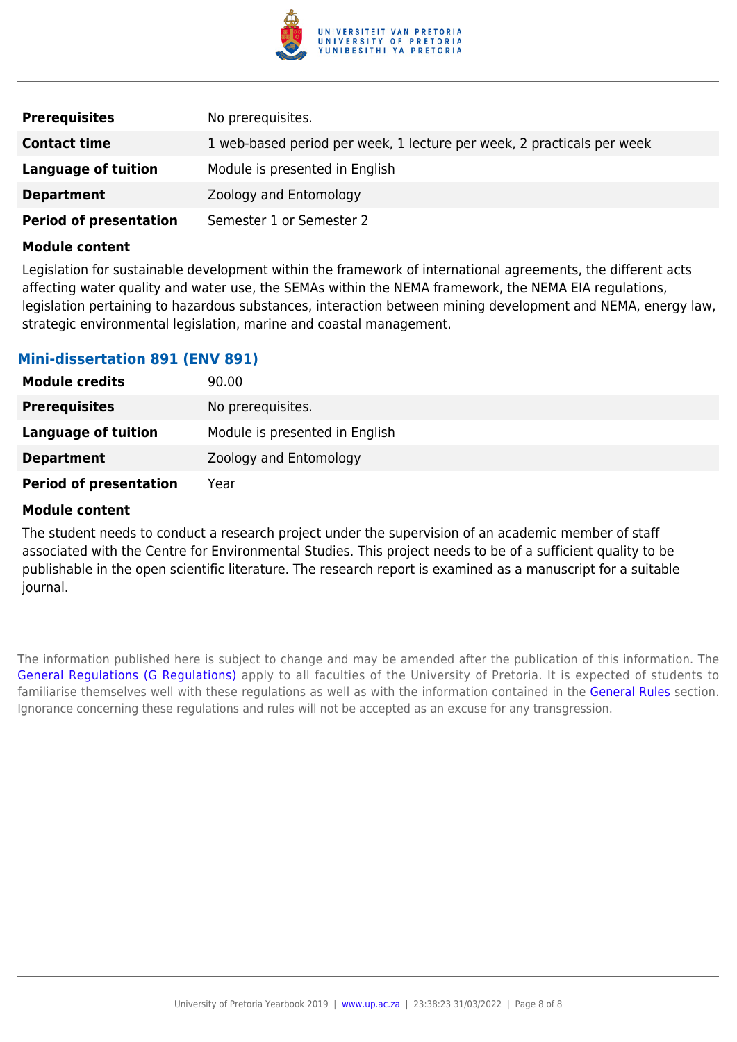| | |
|---|---|
| **Prerequisites** | No prerequisites. |
| **Contact time** | 1 web-based period per week, 1 lecture per week, 2 practicals per week |
| **Language of tuition** | Module is presented in English |
| **Department** | Zoology and Entomology |
| **Period of presentation** | Semester 1 or Semester 2 |

**Module content**

Legislation for sustainable development within the framework of international agreements, the different acts affecting water quality and water use, the SEMAs within the NEMA framework, the NEMA EIA regulations, legislation pertaining to hazardous substances, interaction between mining development and NEMA, energy law, strategic environmental legislation, marine and coastal management.

### Mini-dissertation 891 (ENV 891)

| | |
|---|---|
| **Module credits** | 90.00 |
| **Prerequisites** | No prerequisites. |
| **Language of tuition** | Module is presented in English |
| **Department** | Zoology and Entomology |
| **Period of presentation** | Year |

**Module content**

The student needs to conduct a research project under the supervision of an academic member of staff associated with the Centre for Environmental Studies. This project needs to be of a sufficient quality to be publishable in the open scientific literature. The research report is examined as a manuscript for a suitable journal.

The information published here is subject to change and may be amended after the publication of this information. The General Regulations (G Regulations) apply to all faculties of the University of Pretoria. It is expected of students to familiarise themselves well with these regulations as well as with the information contained in the General Rules section. Ignorance concerning these regulations and rules will not be accepted as an excuse for any transgression.